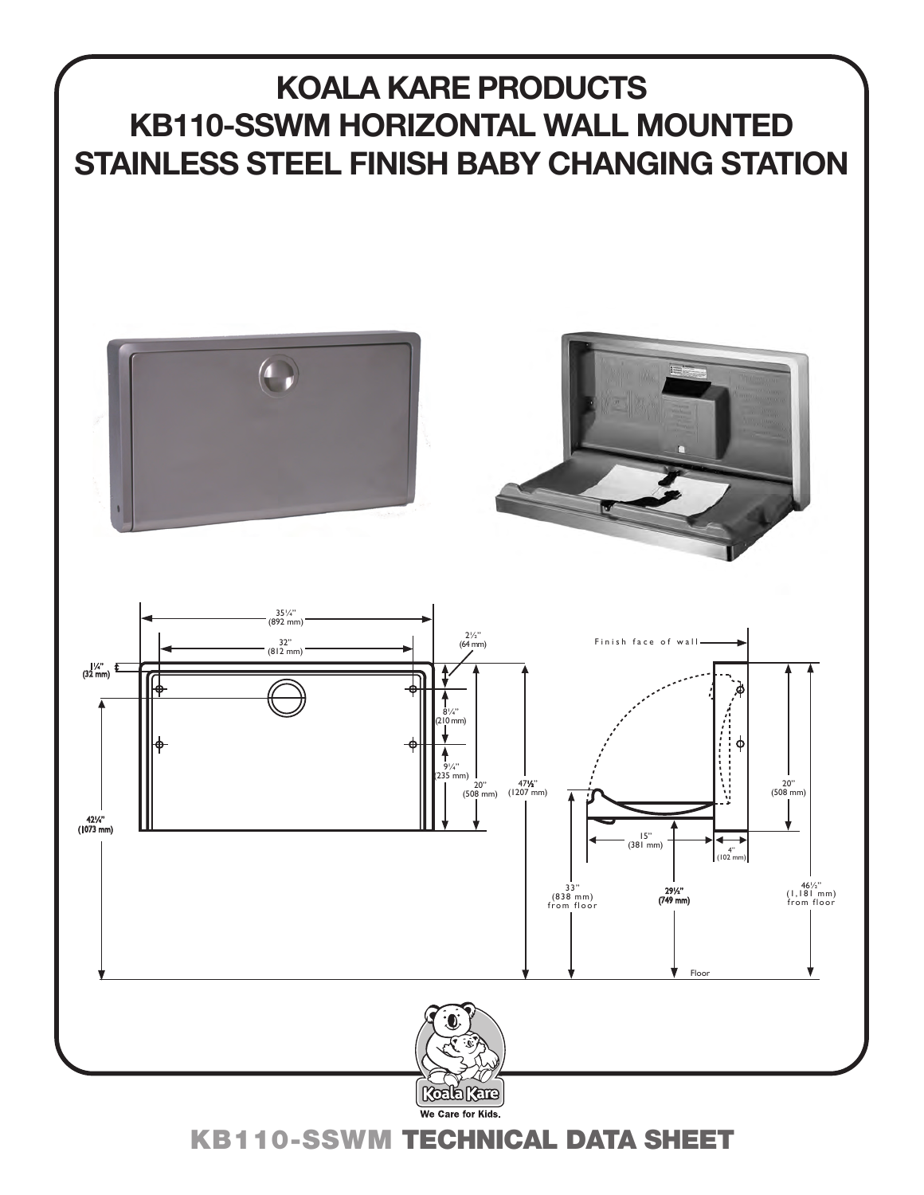# KOALA KARE PRODUCTS KB110-SSWM HORIZONTAL WALL MOUNTED STAINLESS STEEL FINISH BABY CHANGING STATION

35¼" (892 mm)

32" (812 mm)

2½" (64 mm)

1¼" (32 mm)

8¼" (210 mm)

9¼" (235 mm)

20" (508 mm)

47½" (1207 mm)

42¼" (1073 mm)

Finish face of wall

20" (508 mm)

15" (381 mm)

4" (102 mm)

33" (838 mm) from floor

29½" (749 mm)

46½" (1,181 mm) from floor

Floor

Koala Kare

We Care for Kids.

## KB110-SSWM TECHNICAL DATA SHEET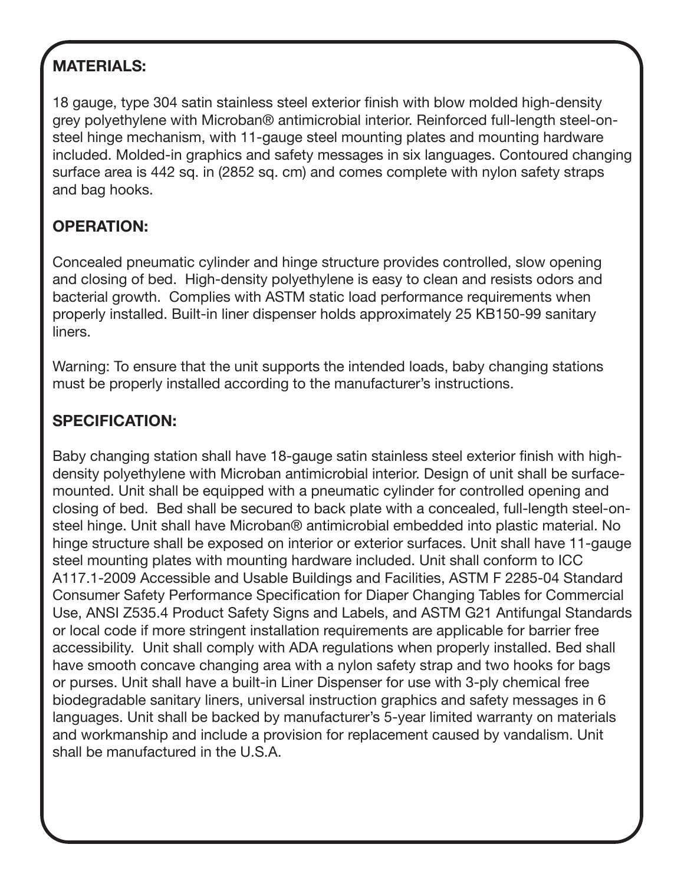## MATERIALS:

18 gauge, type 304 satin stainless steel exterior finish with blow molded high-density grey polyethylene with Microban® antimicrobial interior. Reinforced full-length steel-on-steel hinge mechanism, with 11-gauge steel mounting plates and mounting hardware included. Molded-in graphics and safety messages in six languages. Contoured changing surface area is 442 sq. in (2852 sq. cm) and comes complete with nylon safety straps and bag hooks.

## OPERATION:

Concealed pneumatic cylinder and hinge structure provides controlled, slow opening and closing of bed. High-density polyethylene is easy to clean and resists odors and bacterial growth. Complies with ASTM static load performance requirements when properly installed. Built-in liner dispenser holds approximately 25 KB150-99 sanitary liners.

Warning: To ensure that the unit supports the intended loads, baby changing stations must be properly installed according to the manufacturer's instructions.

## SPECIFICATION:

Baby changing station shall have 18-gauge satin stainless steel exterior finish with high-density polyethylene with Microban antimicrobial interior. Design of unit shall be surface-mounted. Unit shall be equipped with a pneumatic cylinder for controlled opening and closing of bed. Bed shall be secured to back plate with a concealed, full-length steel-on-steel hinge. Unit shall have Microban® antimicrobial embedded into plastic material. No hinge structure shall be exposed on interior or exterior surfaces. Unit shall have 11-gauge steel mounting plates with mounting hardware included. Unit shall conform to ICC A117.1-2009 Accessible and Usable Buildings and Facilities, ASTM F 2285-04 Standard Consumer Safety Performance Specification for Diaper Changing Tables for Commercial Use, ANSI Z535.4 Product Safety Signs and Labels, and ASTM G21 Antifungal Standards or local code if more stringent installation requirements are applicable for barrier free accessibility. Unit shall comply with ADA regulations when properly installed. Bed shall have smooth concave changing area with a nylon safety strap and two hooks for bags or purses. Unit shall have a built-in Liner Dispenser for use with 3-ply chemical free biodegradable sanitary liners, universal instruction graphics and safety messages in 6 languages. Unit shall be backed by manufacturer's 5-year limited warranty on materials and workmanship and include a provision for replacement caused by vandalism. Unit shall be manufactured in the U.S.A.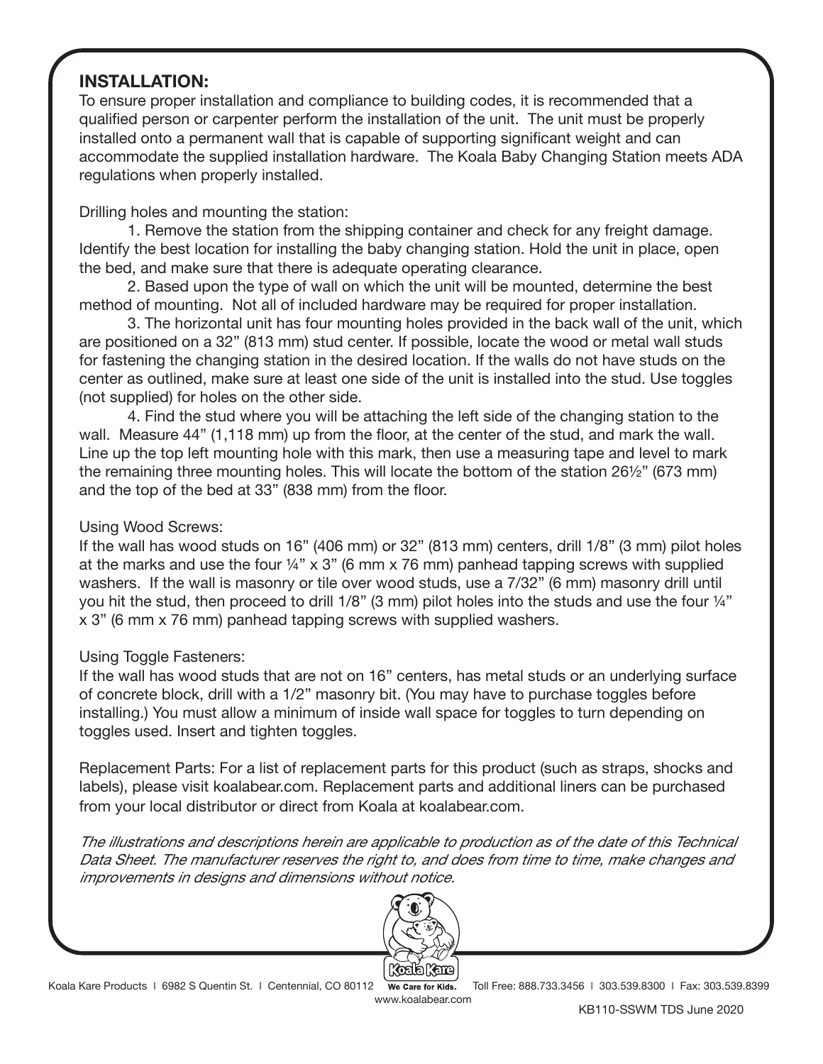## INSTALLATION:

To ensure proper installation and compliance to building codes, it is recommended that a qualified person or carpenter perform the installation of the unit. The unit must be properly installed onto a permanent wall that is capable of supporting significant weight and can accommodate the supplied installation hardware. The Koala Baby Changing Station meets ADA regulations when properly installed.

Drilling holes and mounting the station:

1. Remove the station from the shipping container and check for any freight damage. Identify the best location for installing the baby changing station. Hold the unit in place, open the bed, and make sure that there is adequate operating clearance.

2. Based upon the type of wall on which the unit will be mounted, determine the best method of mounting. Not all of included hardware may be required for proper installation.

3. The horizontal unit has four mounting holes provided in the back wall of the unit, which are positioned on a 32" (813 mm) stud center. If possible, locate the wood or metal wall studs for fastening the changing station in the desired location. If the walls do not have studs on the center as outlined, make sure at least one side of the unit is installed into the stud. Use toggles (not supplied) for holes on the other side.

4. Find the stud where you will be attaching the left side of the changing station to the wall. Measure 44" (1,118 mm) up from the floor, at the center of the stud, and mark the wall. Line up the top left mounting hole with this mark, then use a measuring tape and level to mark the remaining three mounting holes. This will locate the bottom of the station 26½" (673 mm) and the top of the bed at 33" (838 mm) from the floor.

Using Wood Screws:

If the wall has wood studs on 16" (406 mm) or 32" (813 mm) centers, drill 1/8" (3 mm) pilot holes at the marks and use the four ¼" x 3" (6 mm x 76 mm) panhead tapping screws with supplied washers. If the wall is masonry or tile over wood studs, use a 7/32" (6 mm) masonry drill until you hit the stud, then proceed to drill 1/8" (3 mm) pilot holes into the studs and use the four ¼" x 3" (6 mm x 76 mm) panhead tapping screws with supplied washers.

Using Toggle Fasteners:

If the wall has wood studs that are not on 16" centers, has metal studs or an underlying surface of concrete block, drill with a 1/2" masonry bit. (You may have to purchase toggles before installing.) You must allow a minimum of inside wall space for toggles to turn depending on toggles used. Insert and tighten toggles.

Replacement Parts: For a list of replacement parts for this product (such as straps, shocks and labels), please visit koalabear.com. Replacement parts and additional liners can be purchased from your local distributor or direct from Koala at koalabear.com.

*The illustrations and descriptions herein are applicable to production as of the date of this Technical Data Sheet. The manufacturer reserves the right to, and does from time to time, make changes and improvements in designs and dimensions without notice.*

Koala Kare Products | 6982 S Quentin St. | Centennial, CO 80112 | We Care for Kids. | Toll Free: 888.733.3456 | 303.539.8300 | Fax: 303.539.8399

www.koalabear.com

KB110-SSWM TDS June 2020